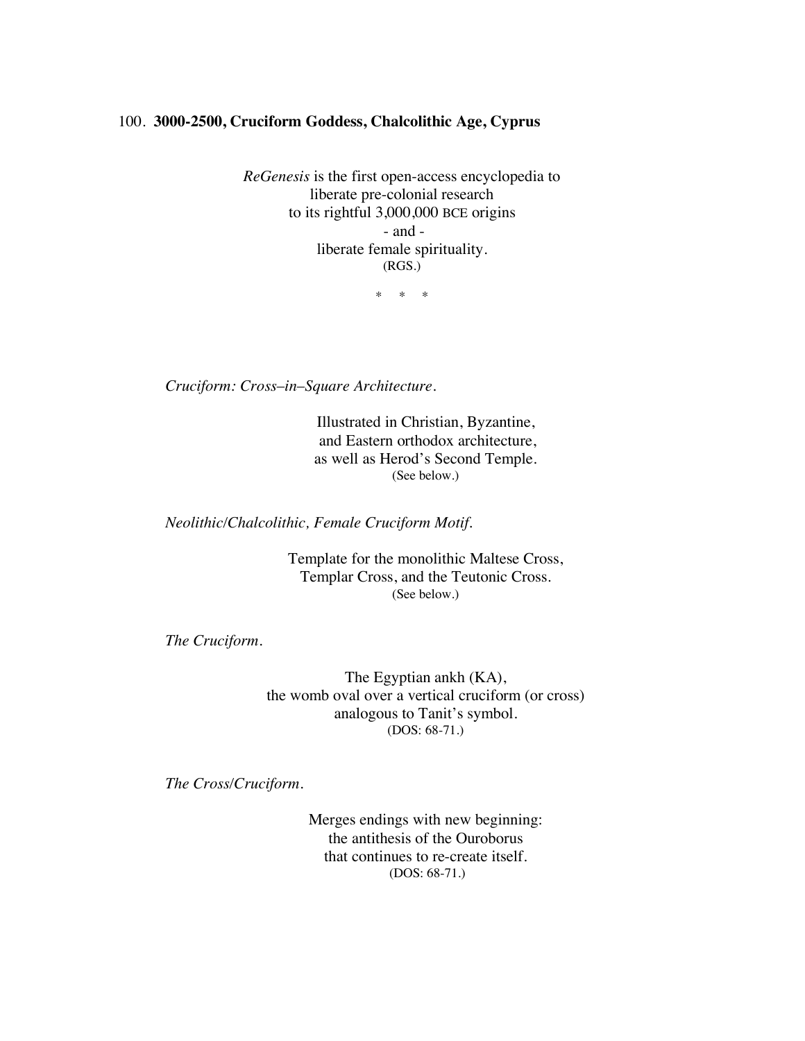100. **3000-2500, Cruciform Goddess, Chalcolithic Age, Cyprus**

*ReGenesis* is the first open-access encyclopedia to
liberate pre-colonial research
to its rightful 3,000,000 BCE origins
\- and -
liberate female spirituality.
(RGS.)

\*  \*  \*

*Cruciform: Cross–in–Square Architecture.*

Illustrated in Christian, Byzantine,
and Eastern orthodox architecture,
as well as Herod's Second Temple.
(See below.)

*Neolithic/Chalcolithic, Female Cruciform Motif.*

Template for the monolithic Maltese Cross,
Templar Cross, and the Teutonic Cross.
(See below.)

*The Cruciform.*

The Egyptian ankh (KA),
the womb oval over a vertical cruciform (or cross)
analogous to Tanit's symbol.
(DOS: 68-71.)

*The Cross/Cruciform.*

Merges endings with new beginning:
the antithesis of the Ouroborus
that continues to re-create itself.
(DOS: 68-71.)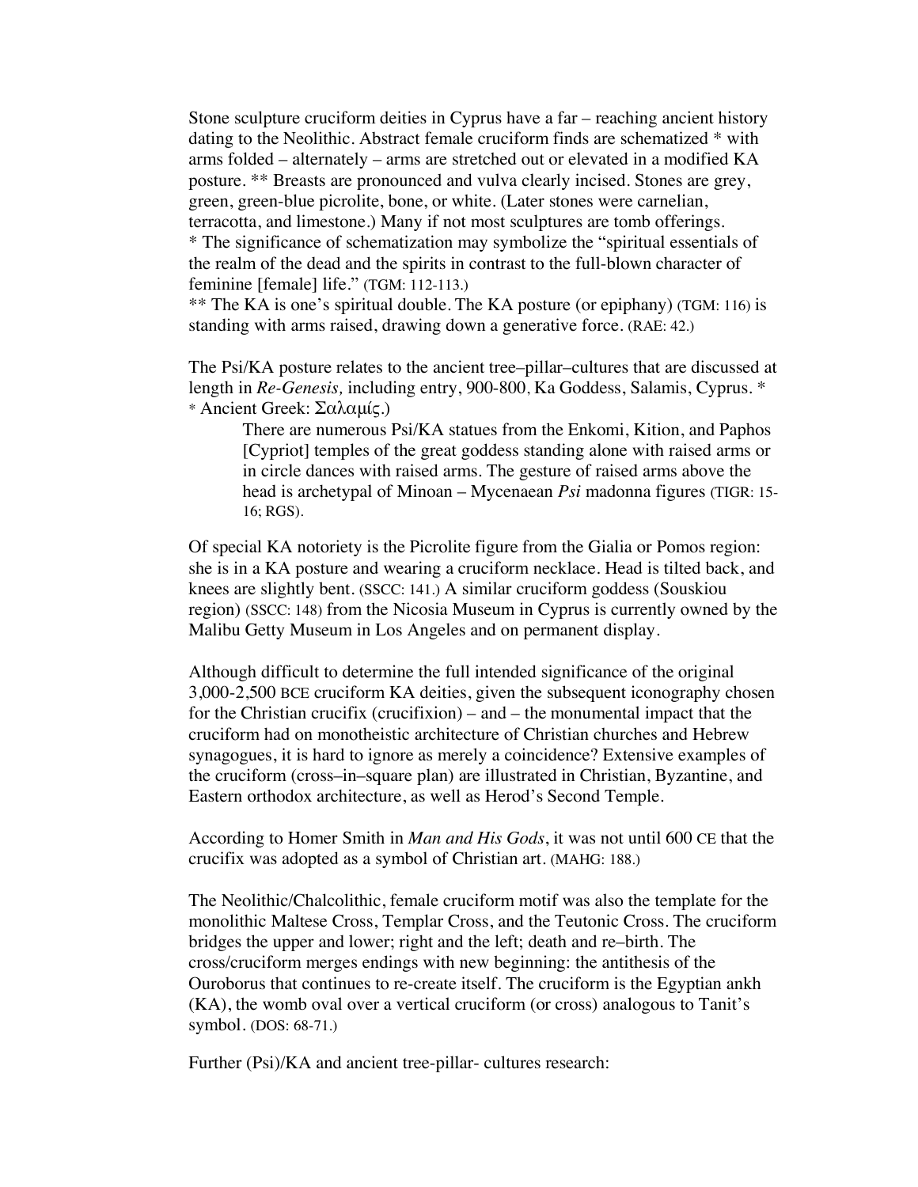Stone sculpture cruciform deities in Cyprus have a far – reaching ancient history dating to the Neolithic. Abstract female cruciform finds are schematized * with arms folded – alternately – arms are stretched out or elevated in a modified KA posture. ** Breasts are pronounced and vulva clearly incised. Stones are grey, green, green-blue picrolite, bone, or white. (Later stones were carnelian, terracotta, and limestone.) Many if not most sculptures are tomb offerings.
* The significance of schematization may symbolize the "spiritual essentials of the realm of the dead and the spirits in contrast to the full-blown character of feminine [female] life." (TGM: 112-113.)
** The KA is one's spiritual double. The KA posture (or epiphany) (TGM: 116) is standing with arms raised, drawing down a generative force. (RAE: 42.)

The Psi/KA posture relates to the ancient tree–pillar–cultures that are discussed at length in *Re-Genesis,* including entry, 900-800, Ka Goddess, Salamis, Cyprus. *
* Ancient Greek: Σαλαμίς.)

> There are numerous Psi/KA statues from the Enkomi, Kition, and Paphos [Cypriot] temples of the great goddess standing alone with raised arms or in circle dances with raised arms. The gesture of raised arms above the head is archetypal of Minoan – Mycenaean *Psi* madonna figures (TIGR: 15-16; RGS).

Of special KA notoriety is the Picrolite figure from the Gialia or Pomos region: she is in a KA posture and wearing a cruciform necklace. Head is tilted back, and knees are slightly bent. (SSCC: 141.) A similar cruciform goddess (Souskiou region) (SSCC: 148) from the Nicosia Museum in Cyprus is currently owned by the Malibu Getty Museum in Los Angeles and on permanent display.

Although difficult to determine the full intended significance of the original 3,000-2,500 BCE cruciform KA deities, given the subsequent iconography chosen for the Christian crucifix (crucifixion) – and – the monumental impact that the cruciform had on monotheistic architecture of Christian churches and Hebrew synagogues, it is hard to ignore as merely a coincidence? Extensive examples of the cruciform (cross–in–square plan) are illustrated in Christian, Byzantine, and Eastern orthodox architecture, as well as Herod's Second Temple.

According to Homer Smith in *Man and His Gods*, it was not until 600 CE that the crucifix was adopted as a symbol of Christian art. (MAHG: 188.)

The Neolithic/Chalcolithic, female cruciform motif was also the template for the monolithic Maltese Cross, Templar Cross, and the Teutonic Cross. The cruciform bridges the upper and lower; right and the left; death and re–birth. The cross/cruciform merges endings with new beginning: the antithesis of the Ouroborus that continues to re-create itself. The cruciform is the Egyptian ankh (KA), the womb oval over a vertical cruciform (or cross) analogous to Tanit's symbol. (DOS: 68-71.)

Further (Psi)/KA and ancient tree-pillar- cultures research: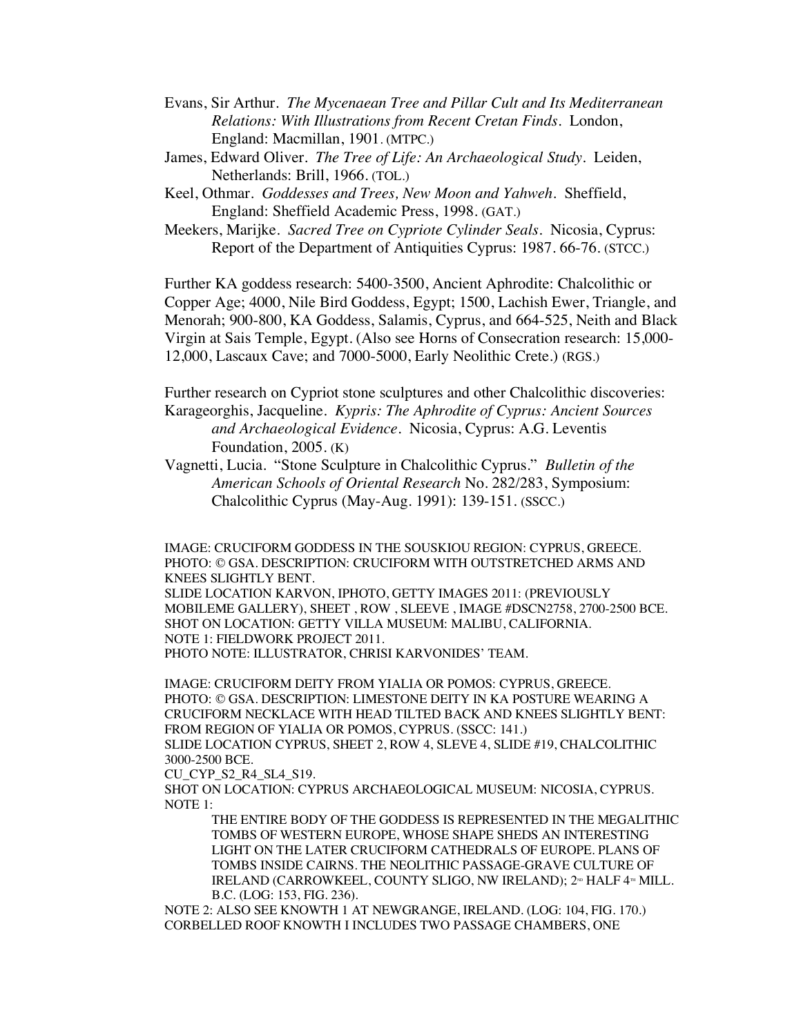Evans, Sir Arthur. *The Mycenaean Tree and Pillar Cult and Its Mediterranean Relations: With Illustrations from Recent Cretan Finds*. London, England: Macmillan, 1901. (MTPC.)

James, Edward Oliver. *The Tree of Life: An Archaeological Study*. Leiden, Netherlands: Brill, 1966. (TOL.)

Keel, Othmar. *Goddesses and Trees, New Moon and Yahweh*. Sheffield, England: Sheffield Academic Press, 1998. (GAT.)

Meekers, Marijke. *Sacred Tree on Cypriote Cylinder Seals*. Nicosia, Cyprus: Report of the Department of Antiquities Cyprus: 1987. 66-76. (STCC.)

Further KA goddess research: 5400-3500, Ancient Aphrodite: Chalcolithic or Copper Age; 4000, Nile Bird Goddess, Egypt; 1500, Lachish Ewer, Triangle, and Menorah; 900-800, KA Goddess, Salamis, Cyprus, and 664-525, Neith and Black Virgin at Sais Temple, Egypt. (Also see Horns of Consecration research: 15,000-12,000, Lascaux Cave; and 7000-5000, Early Neolithic Crete.) (RGS.)

Further research on Cypriot stone sculptures and other Chalcolithic discoveries:

Karageorghis, Jacqueline. *Kypris: The Aphrodite of Cyprus: Ancient Sources and Archaeological Evidence*. Nicosia, Cyprus: A.G. Leventis Foundation, 2005. (K)

Vagnetti, Lucia. "Stone Sculpture in Chalcolithic Cyprus." *Bulletin of the American Schools of Oriental Research* No. 282/283, Symposium: Chalcolithic Cyprus (May-Aug. 1991): 139-151. (SSCC.)

IMAGE: CRUCIFORM GODDESS IN THE SOUSKIOU REGION: CYPRUS, GREECE.
PHOTO: © GSA. DESCRIPTION: CRUCIFORM WITH OUTSTRETCHED ARMS AND KNEES SLIGHTLY BENT.
SLIDE LOCATION KARVON, IPHOTO, GETTY IMAGES 2011: (PREVIOUSLY MOBILEME GALLERY), SHEET , ROW , SLEEVE , IMAGE #DSCN2758, 2700-2500 BCE.
SHOT ON LOCATION: GETTY VILLA MUSEUM: MALIBU, CALIFORNIA.
NOTE 1: FIELDWORK PROJECT 2011.
PHOTO NOTE: ILLUSTRATOR, CHRISI KARVONIDES' TEAM.

IMAGE: CRUCIFORM DEITY FROM YIALIA OR POMOS: CYPRUS, GREECE.
PHOTO: © GSA. DESCRIPTION: LIMESTONE DEITY IN KA POSTURE WEARING A CRUCIFORM NECKLACE WITH HEAD TILTED BACK AND KNEES SLIGHTLY BENT: FROM REGION OF YIALIA OR POMOS, CYPRUS. (SSCC: 141.)
SLIDE LOCATION CYPRUS, SHEET 2, ROW 4, SLEVE 4, SLIDE #19, CHALCOLITHIC 3000-2500 BCE.
CU_CYP_S2_R4_SL4_S19.
SHOT ON LOCATION: CYPRUS ARCHAEOLOGICAL MUSEUM: NICOSIA, CYPRUS.
NOTE 1:

THE ENTIRE BODY OF THE GODDESS IS REPRESENTED IN THE MEGALITHIC TOMBS OF WESTERN EUROPE, WHOSE SHAPE SHEDS AN INTERESTING LIGHT ON THE LATER CRUCIFORM CATHEDRALS OF EUROPE. PLANS OF TOMBS INSIDE CAIRNS. THE NEOLITHIC PASSAGE-GRAVE CULTURE OF IRELAND (CARROWKEEL, COUNTY SLIGO, NW IRELAND); 2ND HALF 4TH MILL. B.C. (LOG: 153, FIG. 236).

NOTE 2: ALSO SEE KNOWTH 1 AT NEWGRANGE, IRELAND. (LOG: 104, FIG. 170.) CORBELLED ROOF KNOWTH I INCLUDES TWO PASSAGE CHAMBERS, ONE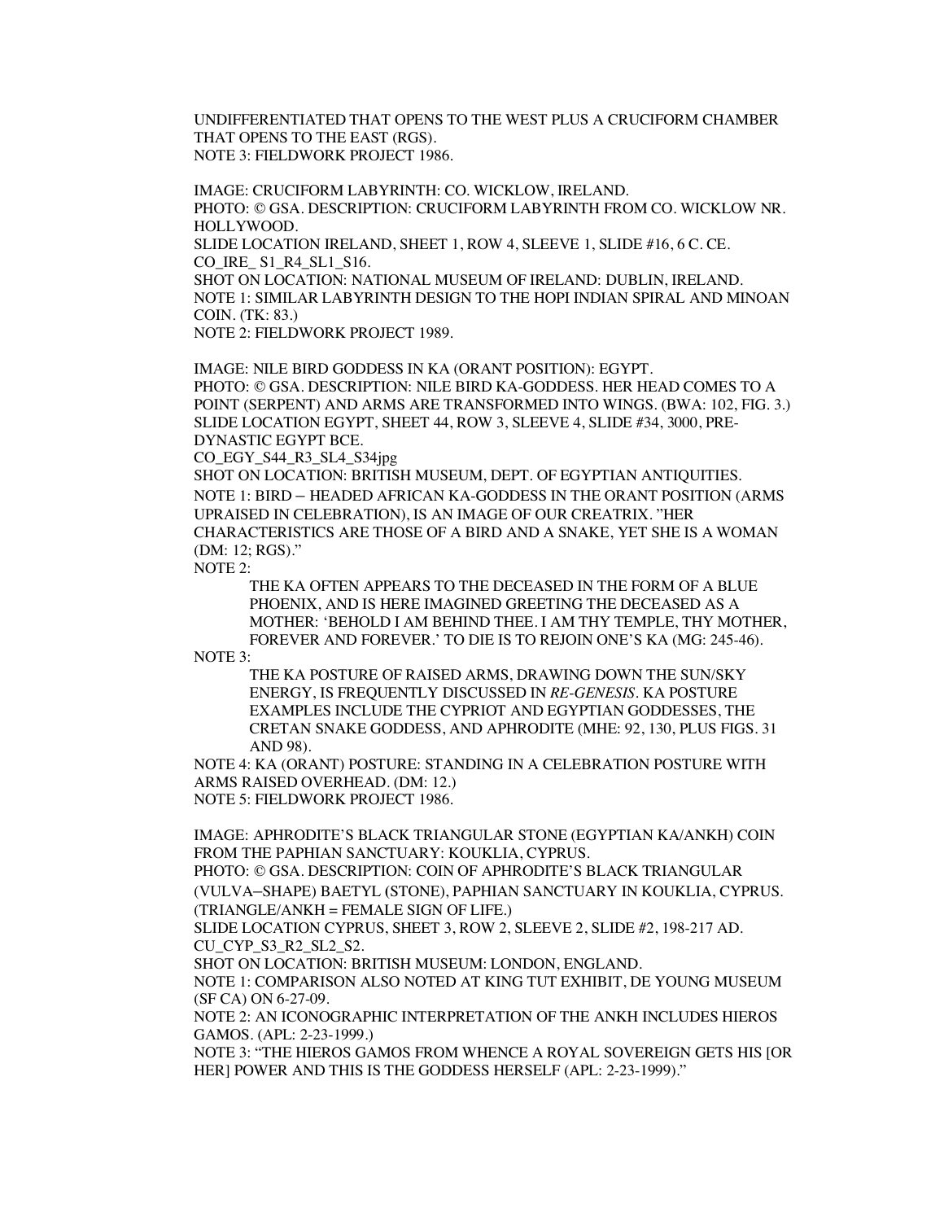UNDIFFERENTIATED THAT OPENS TO THE WEST PLUS A CRUCIFORM CHAMBER THAT OPENS TO THE EAST (RGS).
NOTE 3: FIELDWORK PROJECT 1986.

IMAGE: CRUCIFORM LABYRINTH: CO. WICKLOW, IRELAND.
PHOTO: © GSA. DESCRIPTION: CRUCIFORM LABYRINTH FROM CO. WICKLOW NR. HOLLYWOOD.
SLIDE LOCATION IRELAND, SHEET 1, ROW 4, SLEEVE 1, SLIDE #16, 6 C. CE.
CO_IRE_ S1_R4_SL1_S16.
SHOT ON LOCATION: NATIONAL MUSEUM OF IRELAND: DUBLIN, IRELAND.
NOTE 1: SIMILAR LABYRINTH DESIGN TO THE HOPI INDIAN SPIRAL AND MINOAN COIN. (TK: 83.)
NOTE 2: FIELDWORK PROJECT 1989.

IMAGE: NILE BIRD GODDESS IN KA (ORANT POSITION): EGYPT.
PHOTO: © GSA. DESCRIPTION: NILE BIRD KA-GODDESS. HER HEAD COMES TO A POINT (SERPENT) AND ARMS ARE TRANSFORMED INTO WINGS. (BWA: 102, FIG. 3.)
SLIDE LOCATION EGYPT, SHEET 44, ROW 3, SLEEVE 4, SLIDE #34, 3000, PRE-DYNASTIC EGYPT BCE.
CO_EGY_S44_R3_SL4_S34jpg
SHOT ON LOCATION: BRITISH MUSEUM, DEPT. OF EGYPTIAN ANTIQUITIES.
NOTE 1: BIRD – HEADED AFRICAN KA-GODDESS IN THE ORANT POSITION (ARMS UPRAISED IN CELEBRATION), IS AN IMAGE OF OUR CREATRIX. "HER CHARACTERISTICS ARE THOSE OF A BIRD AND A SNAKE, YET SHE IS A WOMAN (DM: 12; RGS)."
NOTE 2:

> THE KA OFTEN APPEARS TO THE DECEASED IN THE FORM OF A BLUE PHOENIX, AND IS HERE IMAGINED GREETING THE DECEASED AS A MOTHER: 'BEHOLD I AM BEHIND THEE. I AM THY TEMPLE, THY MOTHER, FOREVER AND FOREVER.' TO DIE IS TO REJOIN ONE'S KA (MG: 245-46).

NOTE 3:

> THE KA POSTURE OF RAISED ARMS, DRAWING DOWN THE SUN/SKY ENERGY, IS FREQUENTLY DISCUSSED IN *RE-GENESIS*. KA POSTURE EXAMPLES INCLUDE THE CYPRIOT AND EGYPTIAN GODDESSES, THE CRETAN SNAKE GODDESS, AND APHRODITE (MHE: 92, 130, PLUS FIGS. 31 AND 98).

NOTE 4: KA (ORANT) POSTURE: STANDING IN A CELEBRATION POSTURE WITH ARMS RAISED OVERHEAD. (DM: 12.)
NOTE 5: FIELDWORK PROJECT 1986.

IMAGE: APHRODITE'S BLACK TRIANGULAR STONE (EGYPTIAN KA/ANKH) COIN FROM THE PAPHIAN SANCTUARY: KOUKLIA, CYPRUS.
PHOTO: © GSA. DESCRIPTION: COIN OF APHRODITE'S BLACK TRIANGULAR (VULVA–SHAPE) BAETYL (STONE), PAPHIAN SANCTUARY IN KOUKLIA, CYPRUS. (TRIANGLE/ANKH = FEMALE SIGN OF LIFE.)
SLIDE LOCATION CYPRUS, SHEET 3, ROW 2, SLEEVE 2, SLIDE #2, 198-217 AD.
CU_CYP_S3_R2_SL2_S2.
SHOT ON LOCATION: BRITISH MUSEUM: LONDON, ENGLAND.
NOTE 1: COMPARISON ALSO NOTED AT KING TUT EXHIBIT, DE YOUNG MUSEUM (SF CA) ON 6-27-09.
NOTE 2: AN ICONOGRAPHIC INTERPRETATION OF THE ANKH INCLUDES HIEROS GAMOS. (APL: 2-23-1999.)
NOTE 3: "THE HIEROS GAMOS FROM WHENCE A ROYAL SOVEREIGN GETS HIS [OR HER] POWER AND THIS IS THE GODDESS HERSELF (APL: 2-23-1999)."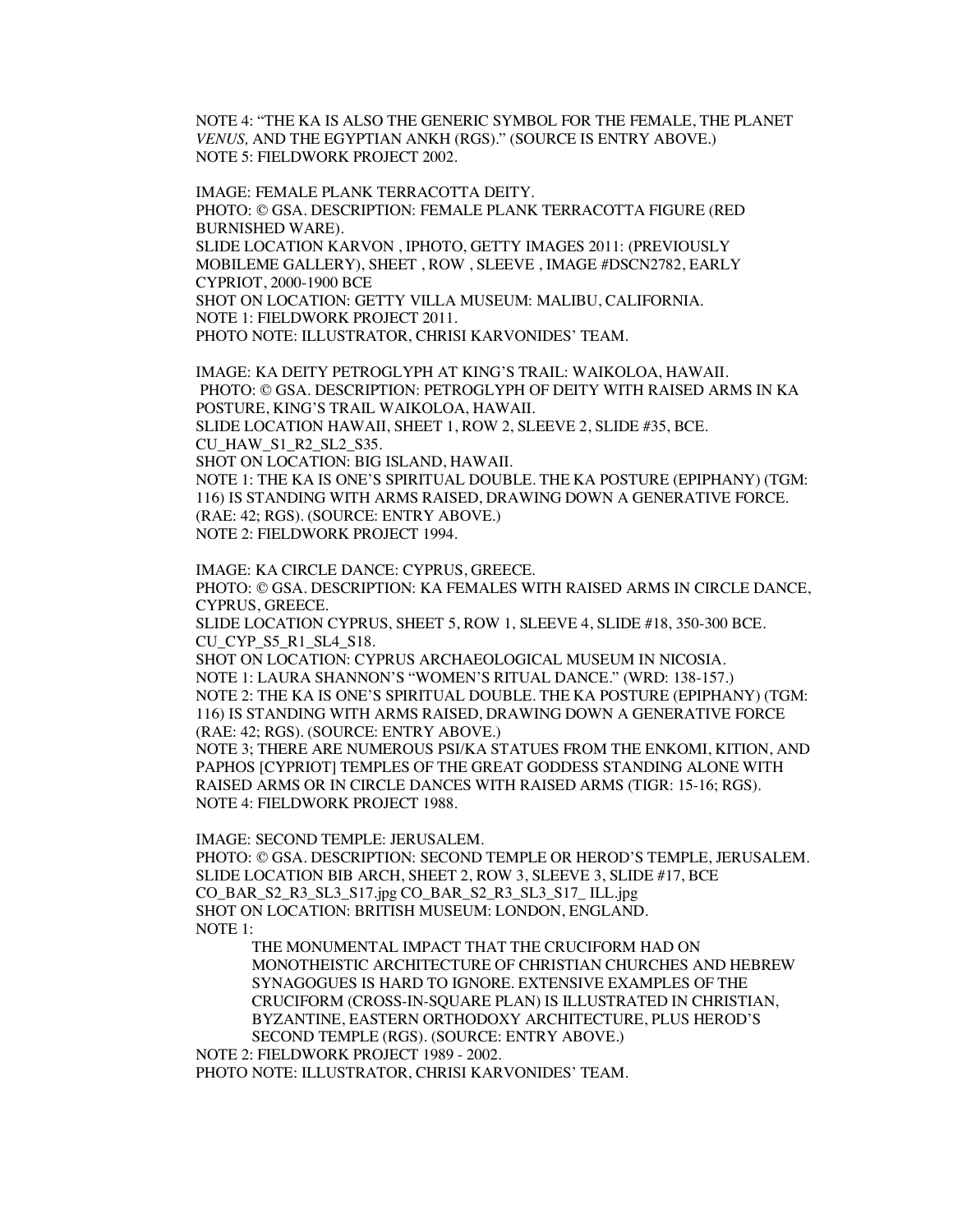NOTE 4: "THE KA IS ALSO THE GENERIC SYMBOL FOR THE FEMALE, THE PLANET *VENUS,* AND THE EGYPTIAN ANKH (RGS)." (SOURCE IS ENTRY ABOVE.)
NOTE 5: FIELDWORK PROJECT 2002.

IMAGE: FEMALE PLANK TERRACOTTA DEITY.
PHOTO: © GSA. DESCRIPTION: FEMALE PLANK TERRACOTTA FIGURE (RED BURNISHED WARE).
SLIDE LOCATION KARVON , IPHOTO, GETTY IMAGES 2011: (PREVIOUSLY MOBILEME GALLERY), SHEET , ROW , SLEEVE , IMAGE #DSCN2782, EARLY CYPRIOT, 2000-1900 BCE
SHOT ON LOCATION: GETTY VILLA MUSEUM: MALIBU, CALIFORNIA.
NOTE 1: FIELDWORK PROJECT 2011.
PHOTO NOTE: ILLUSTRATOR, CHRISI KARVONIDES' TEAM.

IMAGE: KA DEITY PETROGLYPH AT KING'S TRAIL: WAIKOLOA, HAWAII.
PHOTO: © GSA. DESCRIPTION: PETROGLYPH OF DEITY WITH RAISED ARMS IN KA POSTURE, KING'S TRAIL WAIKOLOA, HAWAII.
SLIDE LOCATION HAWAII, SHEET 1, ROW 2, SLEEVE 2, SLIDE #35, BCE.
CU_HAW_S1_R2_SL2_S35.
SHOT ON LOCATION: BIG ISLAND, HAWAII.
NOTE 1: THE KA IS ONE'S SPIRITUAL DOUBLE. THE KA POSTURE (EPIPHANY) (TGM: 116) IS STANDING WITH ARMS RAISED, DRAWING DOWN A GENERATIVE FORCE. (RAE: 42; RGS). (SOURCE: ENTRY ABOVE.)
NOTE 2: FIELDWORK PROJECT 1994.

IMAGE: KA CIRCLE DANCE: CYPRUS, GREECE.
PHOTO: © GSA. DESCRIPTION: KA FEMALES WITH RAISED ARMS IN CIRCLE DANCE, CYPRUS, GREECE.
SLIDE LOCATION CYPRUS, SHEET 5, ROW 1, SLEEVE 4, SLIDE #18, 350-300 BCE.
CU_CYP_S5_R1_SL4_S18.
SHOT ON LOCATION: CYPRUS ARCHAEOLOGICAL MUSEUM IN NICOSIA.
NOTE 1: LAURA SHANNON'S "WOMEN'S RITUAL DANCE." (WRD: 138-157.)
NOTE 2: THE KA IS ONE'S SPIRITUAL DOUBLE. THE KA POSTURE (EPIPHANY) (TGM: 116) IS STANDING WITH ARMS RAISED, DRAWING DOWN A GENERATIVE FORCE (RAE: 42; RGS). (SOURCE: ENTRY ABOVE.)
NOTE 3; THERE ARE NUMEROUS PSI/KA STATUES FROM THE ENKOMI, KITION, AND PAPHOS [CYPRIOT] TEMPLES OF THE GREAT GODDESS STANDING ALONE WITH RAISED ARMS OR IN CIRCLE DANCES WITH RAISED ARMS (TIGR: 15-16; RGS).
NOTE 4: FIELDWORK PROJECT 1988.

IMAGE: SECOND TEMPLE: JERUSALEM.
PHOTO: © GSA. DESCRIPTION: SECOND TEMPLE OR HEROD'S TEMPLE, JERUSALEM.
SLIDE LOCATION BIB ARCH, SHEET 2, ROW 3, SLEEVE 3, SLIDE #17, BCE
CO_BAR_S2_R3_SL3_S17.jpg CO_BAR_S2_R3_SL3_S17_ ILL.jpg
SHOT ON LOCATION: BRITISH MUSEUM: LONDON, ENGLAND.
NOTE 1:

> THE MONUMENTAL IMPACT THAT THE CRUCIFORM HAD ON MONOTHEISTIC ARCHITECTURE OF CHRISTIAN CHURCHES AND HEBREW SYNAGOGUES IS HARD TO IGNORE. EXTENSIVE EXAMPLES OF THE CRUCIFORM (CROSS-IN-SQUARE PLAN) IS ILLUSTRATED IN CHRISTIAN, BYZANTINE, EASTERN ORTHODOXY ARCHITECTURE, PLUS HEROD'S SECOND TEMPLE (RGS). (SOURCE: ENTRY ABOVE.)

NOTE 2: FIELDWORK PROJECT 1989 - 2002.
PHOTO NOTE: ILLUSTRATOR, CHRISI KARVONIDES' TEAM.